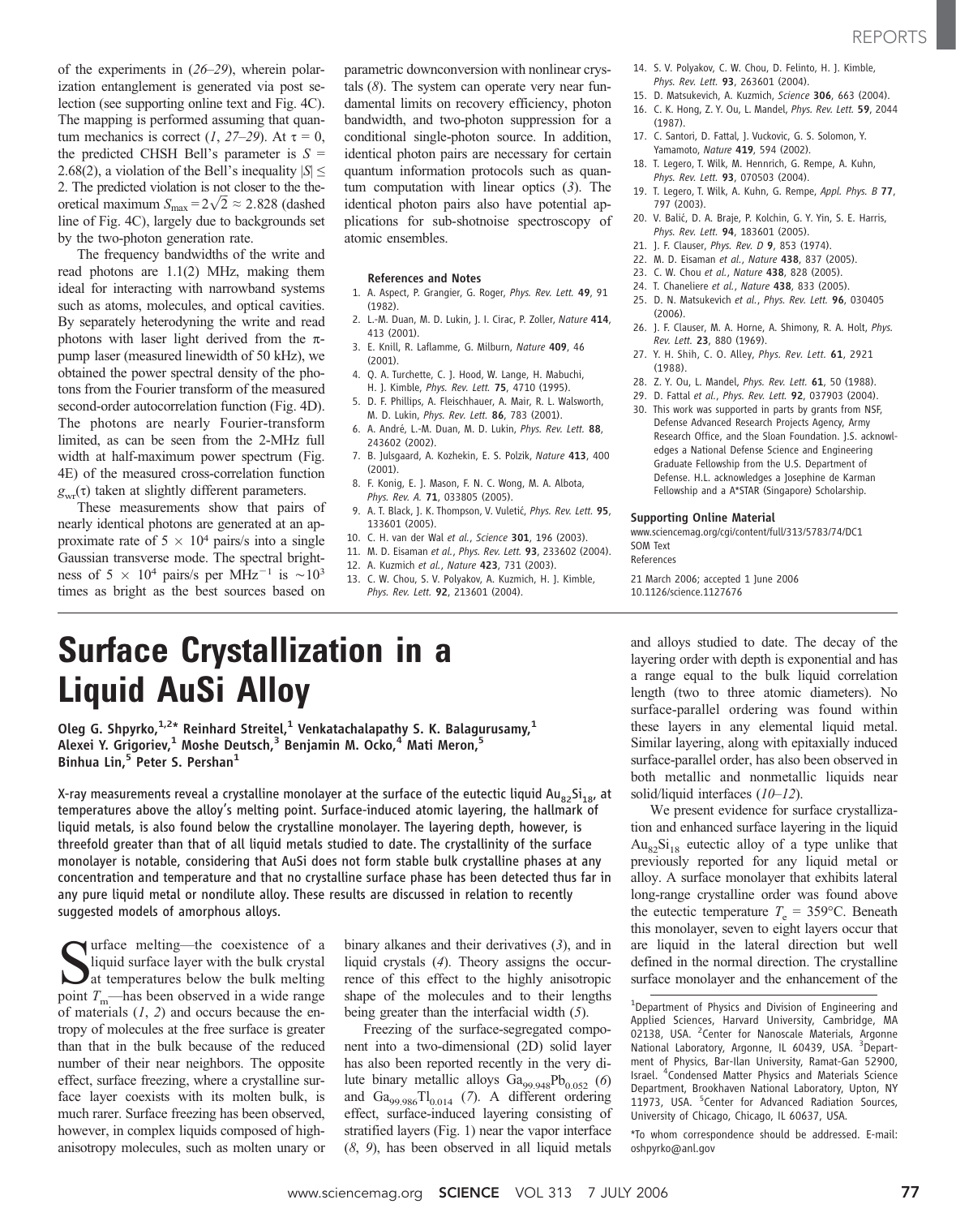of the experiments in (26–29), wherein polarization entanglement is generated via post selection (see supporting online text and Fig. 4C). The mapping is performed assuming that quantum mechanics is correct (1, 27–29). At $\tau = 0$, the predicted CHSH Bell's parameter is $S = 2.68(2)$, a violation of the Bell's inequality $|S| \leq 2$. The predicted violation is not closer to the theoretical maximum $S_{max} = 2\sqrt{2} \approx 2.828$ (dashed line of Fig. 4C), largely due to backgrounds set by the two-photon generation rate.

The frequency bandwidths of the write and read photons are 1.1(2) MHz, making them ideal for interacting with narrowband systems such as atoms, molecules, and optical cavities. By separately heterodyning the write and read photons with laser light derived from the π-pump laser (measured linewidth of 50 kHz), we obtained the power spectral density of the photons from the Fourier transform of the measured second-order autocorrelation function (Fig. 4D). The photons are nearly Fourier-transform limited, as can be seen from the 2-MHz full width at half-maximum power spectrum (Fig. 4E) of the measured cross-correlation function $g_{wr}(\tau)$ taken at slightly different parameters.

These measurements show that pairs of nearly identical photons are generated at an approximate rate of $5 \times 10^4$ pairs/s into a single Gaussian transverse mode. The spectral brightness of $5 \times 10^4$ pairs/s per $MHz^{-1}$ is $\sim 10^3$ times as bright as the best sources based on parametric downconversion with nonlinear crystals (8). The system can operate very near fundamental limits on recovery efficiency, photon bandwidth, and two-photon suppression for a conditional single-photon source. In addition, identical photon pairs are necessary for certain quantum information protocols such as quantum computation with linear optics (3). The identical photon pairs also have potential applications for sub-shotnoise spectroscopy of atomic ensembles.

### References and Notes

1. A. Aspect, P. Grangier, G. Roger, *Phys. Rev. Lett.* **49**, 91 (1982).
2. L.-M. Duan, M. D. Lukin, J. I. Cirac, P. Zoller, *Nature* **414**, 413 (2001).
3. E. Knill, R. Laflamme, G. Milburn, *Nature* **409**, 46 (2001).
4. Q. A. Turchette, C. J. Hood, W. Lange, H. Mabuchi, H. J. Kimble, *Phys. Rev. Lett.* **75**, 4710 (1995).
5. D. F. Phillips, A. Fleischhauer, A. Mair, R. L. Walsworth, M. D. Lukin, *Phys. Rev. Lett.* **86**, 783 (2001).
6. A. André, L.-M. Duan, M. D. Lukin, *Phys. Rev. Lett.* **88**, 243602 (2002).
7. B. Julsgaard, A. Kozhekin, E. S. Polzik, *Nature* **413**, 400 (2001).
8. F. Konig, E. J. Mason, F. N. C. Wong, M. A. Albota, *Phys. Rev. A.* **71**, 033805 (2005).
9. A. T. Black, J. K. Thompson, V. Vuletić, *Phys. Rev. Lett.* **95**, 133601 (2005).
10. C. H. van der Wal *et al.*, *Science* **301**, 196 (2003).
11. M. D. Eisaman *et al.*, *Phys. Rev. Lett.* **93**, 233602 (2004).
12. A. Kuzmich *et al.*, *Nature* **423**, 731 (2003).
13. C. W. Chou, S. V. Polyakov, A. Kuzmich, H. J. Kimble, *Phys. Rev. Lett.* **92**, 213601 (2004).
14. S. V. Polyakov, C. W. Chou, D. Felinto, H. J. Kimble, *Phys. Rev. Lett.* **93**, 263601 (2004).
15. D. Matsukevich, A. Kuzmich, *Science* **306**, 663 (2004).
16. C. K. Hong, Z. Y. Ou, L. Mandel, *Phys. Rev. Lett.* **59**, 2044 (1987).
17. C. Santori, D. Fattal, J. Vuckovic, G. S. Solomon, Y. Yamamoto, *Nature* **419**, 594 (2002).
18. T. Legero, T. Wilk, M. Hennrich, G. Rempe, A. Kuhn, *Phys. Rev. Lett.* **93**, 070503 (2004).
19. T. Legero, T. Wilk, A. Kuhn, G. Rempe, *Appl. Phys. B* **77**, 797 (2003).
20. V. Balić, D. A. Braje, P. Kolchin, G. Y. Yin, S. E. Harris, *Phys. Rev. Lett.* **94**, 183601 (2005).
21. J. F. Clauser, *Phys. Rev. D* **9**, 853 (1974).
22. M. D. Eisaman *et al.*, *Nature* **438**, 837 (2005).
23. C. W. Chou *et al.*, *Nature* **438**, 828 (2005).
24. T. Chaneliere *et al.*, *Nature* **438**, 833 (2005).
25. D. N. Matsukevich *et al.*, *Phys. Rev. Lett.* **96**, 030405 (2006).
26. J. F. Clauser, M. A. Horne, A. Shimony, R. A. Holt, *Phys. Rev. Lett.* **23**, 880 (1969).
27. Y. H. Shih, C. O. Alley, *Phys. Rev. Lett.* **61**, 2921 (1988).
28. Z. Y. Ou, L. Mandel, *Phys. Rev. Lett.* **61**, 50 (1988).
29. D. Fattal *et al.*, *Phys. Rev. Lett.* **92**, 037903 (2004).
30. This work was supported in parts by grants from NSF, Defense Advanced Research Projects Agency, Army Research Office, and the Sloan Foundation. J.S. acknowledges a National Defense Science and Engineering Graduate Fellowship from the U.S. Department of Defense. H.L. acknowledges a Josephine de Karman Fellowship and a A*STAR (Singapore) Scholarship.

### Supporting Online Material

www.sciencemag.org/cgi/content/full/313/5783/74/DC1
SOM Text
References

21 March 2006; accepted 1 June 2006
10.1126/science.1127676

# Surface Crystallization in a Liquid AuSi Alloy

**Oleg G. Shpyrko,[1,2]* Reinhard Streitel,[1] Venkatachalapathy S. K. Balagurusamy,[1] Alexei Y. Grigoriev,[1] Moshe Deutsch,[3] Benjamin M. Ocko,[4] Mati Meron,[5] Binhua Lin,[5] Peter S. Pershan[1]**

X-ray measurements reveal a crystalline monolayer at the surface of the eutectic liquid $Au_{82}Si_{18}$, at temperatures above the alloy's melting point. Surface-induced atomic layering, the hallmark of liquid metals, is also found below the crystalline monolayer. The layering depth, however, is threefold greater than that of all liquid metals studied to date. The crystallinity of the surface monolayer is notable, considering that AuSi does not form stable bulk crystalline phases at any concentration and temperature and that no crystalline surface phase has been detected thus far in any pure liquid metal or nondilute alloy. These results are discussed in relation to recently suggested models of amorphous alloys.

Surface melting—the coexistence of a liquid surface layer with the bulk crystal at temperatures below the bulk melting point $T_m$—has been observed in a wide range of materials (1, 2) and occurs because the entropy of molecules at the free surface is greater than that in the bulk because of the reduced number of their near neighbors. The opposite effect, surface freezing, where a crystalline surface layer coexists with its molten bulk, is much rarer. Surface freezing has been observed, however, in complex liquids composed of high-anisotropy molecules, such as molten unary or binary alkanes and their derivatives (3), and in liquid crystals (4). Theory assigns the occurrence of this effect to the highly anisotropic shape of the molecules and to their lengths being greater than the interfacial width (5).

Freezing of the surface-segregated component into a two-dimensional (2D) solid layer has also been reported recently in the very dilute binary metallic alloys $Ga_{99.948}Pb_{0.052}$ (6) and $Ga_{99.986}Tl_{0.014}$ (7). A different ordering effect, surface-induced layering consisting of stratified layers (Fig. 1) near the vapor interface (8, 9), has been observed in all liquid metals and alloys studied to date. The decay of the layering order with depth is exponential and has a range equal to the bulk liquid correlation length (two to three atomic diameters). No surface-parallel ordering was found within these layers in any elemental liquid metal. Similar layering, along with epitaxially induced surface-parallel order, has also been observed in both metallic and nonmetallic liquids near solid/liquid interfaces (10–12).

We present evidence for surface crystallization and enhanced surface layering in the liquid $Au_{82}Si_{18}$ eutectic alloy of a type unlike that previously reported for any liquid metal or alloy. A surface monolayer that exhibits lateral long-range crystalline order was found above the eutectic temperature $T_e = 359°C$. Beneath this monolayer, seven to eight layers occur that are liquid in the lateral direction but well defined in the normal direction. The crystalline surface monolayer and the enhancement of the

[1]Department of Physics and Division of Engineering and Applied Sciences, Harvard University, Cambridge, MA 02138, USA. [2]Center for Nanoscale Materials, Argonne National Laboratory, Argonne, IL 60439, USA. [3]Department of Physics, Bar-Ilan University, Ramat-Gan 52900, Israel. [4]Condensed Matter Physics and Materials Science Department, Brookhaven National Laboratory, Upton, NY 11973, USA. [5]Center for Advanced Radiation Sources, University of Chicago, Chicago, IL 60637, USA.

*To whom correspondence should be addressed. E-mail: oshpyrko@anl.gov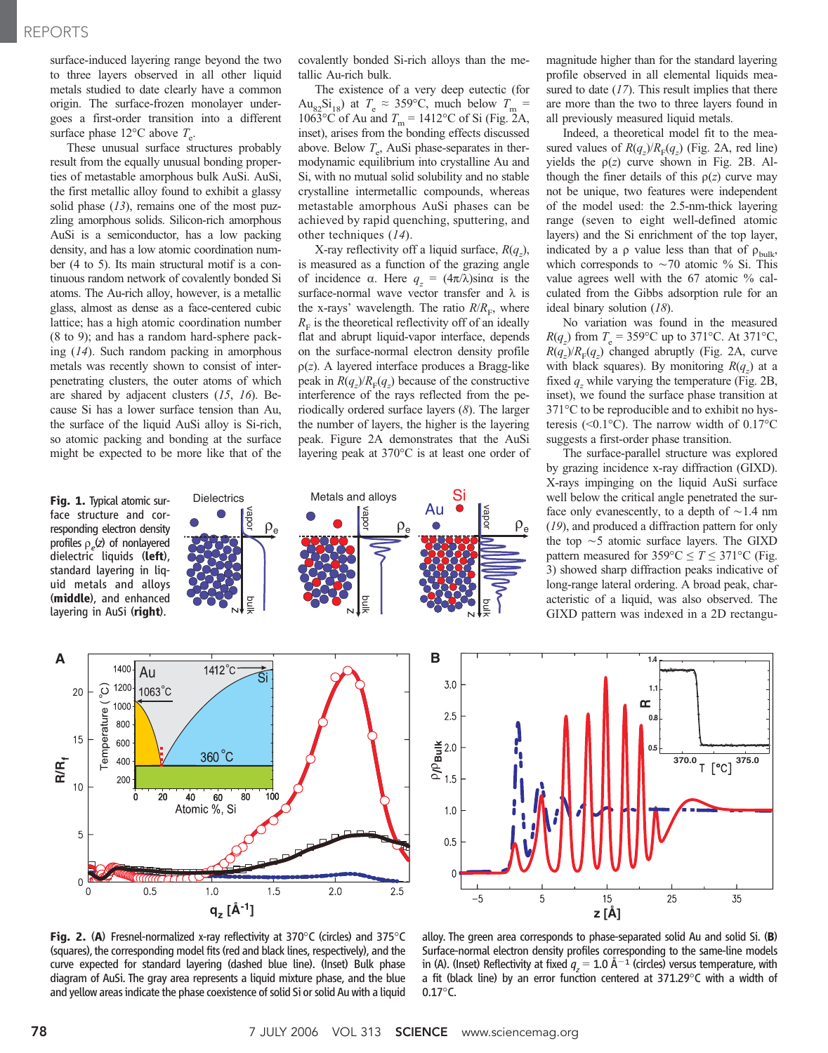surface-induced layering range beyond the two to three layers observed in all other liquid metals studied to date clearly have a common origin. The surface-frozen monolayer undergoes a first-order transition into a different surface phase 12°C above $T_e$.

These unusual surface structures probably result from the equally unusual bonding properties of metastable amorphous bulk AuSi. AuSi, the first metallic alloy found to exhibit a glassy solid phase (13), remains one of the most puzzling amorphous solids. Silicon-rich amorphous AuSi is a semiconductor, has a low packing density, and has a low atomic coordination number (4 to 5). Its main structural motif is a continuous random network of covalently bonded Si atoms. The Au-rich alloy, however, is a metallic glass, almost as dense as a face-centered cubic lattice; has a high atomic coordination number (8 to 9); and has a random hard-sphere packing (14). Such random packing in amorphous metals was recently shown to consist of interpenetrating clusters, the outer atoms of which are shared by adjacent clusters (15, 16). Because Si has a lower surface tension than Au, the surface of the liquid AuSi alloy is Si-rich, so atomic packing and bonding at the surface might be expected to be more like that of the covalently bonded Si-rich alloys than the metallic Au-rich bulk.

The existence of a very deep eutectic (for $Au_{82}Si_{18}$) at $T_e \approx 359$°C, much below $T_m$ = 1063°C of Au and $T_m$ = 1412°C of Si (Fig. 2A, inset), arises from the bonding effects discussed above. Below $T_e$, AuSi phase-separates in thermodynamic equilibrium into crystalline Au and Si, with no mutual solid solubility and no stable crystalline intermetallic compounds, whereas metastable amorphous AuSi phases can be achieved by rapid quenching, sputtering, and other techniques (14).

X-ray reflectivity off a liquid surface, $R(q_z)$, is measured as a function of the grazing angle of incidence α. Here $q_z = (4\pi/\lambda)\sin\alpha$ is the surface-normal wave vector transfer and λ is the x-rays' wavelength. The ratio $R/R_F$, where $R_F$ is the theoretical reflectivity off of an ideally flat and abrupt liquid-vapor interface, depends on the surface-normal electron density profile $\rho(z)$. A layered interface produces a Bragg-like peak in $R(q_z)/R_F(q_z)$ because of the constructive interference of the rays reflected from the periodically ordered surface layers (8). The larger the number of layers, the higher is the layering peak. Figure 2A demonstrates that the AuSi layering peak at 370°C is at least one order of magnitude higher than for the standard layering profile observed in all elemental liquids measured to date (17). This result implies that there are more than the two to three layers found in all previously measured liquid metals.

Indeed, a theoretical model fit to the measured values of $R(q_z)/R_F(q_z)$ (Fig. 2A, red line) yields the $\rho(z)$ curve shown in Fig. 2B. Although the finer details of this $\rho(z)$ curve may not be unique, two features were independent of the model used: the 2.5-nm-thick layering range (seven to eight well-defined atomic layers) and the Si enrichment of the top layer, indicated by a ρ value less than that of $\rho_{bulk}$, which corresponds to ~70 atomic % Si. This value agrees well with the 67 atomic % calculated from the Gibbs adsorption rule for an ideal binary solution (18).

No variation was found in the measured $R(q_z)$ from $T_e$ = 359°C up to 371°C. At 371°C, $R(q_z)/R_F(q_z)$ changed abruptly (Fig. 2A, curve with black squares). By monitoring $R(q_z)$ at a fixed $q_z$ while varying the temperature (Fig. 2B, inset), we found the surface phase transition at 371°C to be reproducible and to exhibit no hysteresis (<0.1°C). The narrow width of 0.17°C suggests a first-order phase transition.

The surface-parallel structure was explored by grazing incidence x-ray diffraction (GIXD). X-rays impinging on the liquid AuSi surface well below the critical angle penetrated the surface only evanescently, to a depth of ~1.4 nm (19), and produced a diffraction pattern for only the top ~5 atomic surface layers. The GIXD pattern measured for 359°C ≤ T ≤ 371°C (Fig. 3) showed sharp diffraction peaks indicative of long-range lateral ordering. A broad peak, characteristic of a liquid, was also observed. The GIXD pattern was indexed in a 2D rectangu-

**Fig. 1.** Typical atomic surface structure and corresponding electron density profiles $\rho_e(z)$ of nonlayered dielectric liquids (**left**), standard layering in liquid metals and alloys (**middle**), and enhanced layering in AuSi (**right**).

**Fig. 2.** (**A**) Fresnel-normalized x-ray reflectivity at 370°C (circles) and 375°C (squares), the corresponding model fits (red and black lines, respectively), and the curve expected for standard layering (dashed blue line). (Inset) Bulk phase diagram of AuSi. The gray area represents a liquid mixture phase, and the blue and yellow areas indicate the phase coexistence of solid Si or solid Au with a liquid alloy. The green area corresponds to phase-separated solid Au and solid Si. (**B**) Surface-normal electron density profiles corresponding to the same-line models in (A). (Inset) Reflectivity at fixed $q_z$ = 1.0 Å$^{-1}$ (circles) versus temperature, with a fit (black line) by an error function centered at 371.29°C with a width of 0.17°C.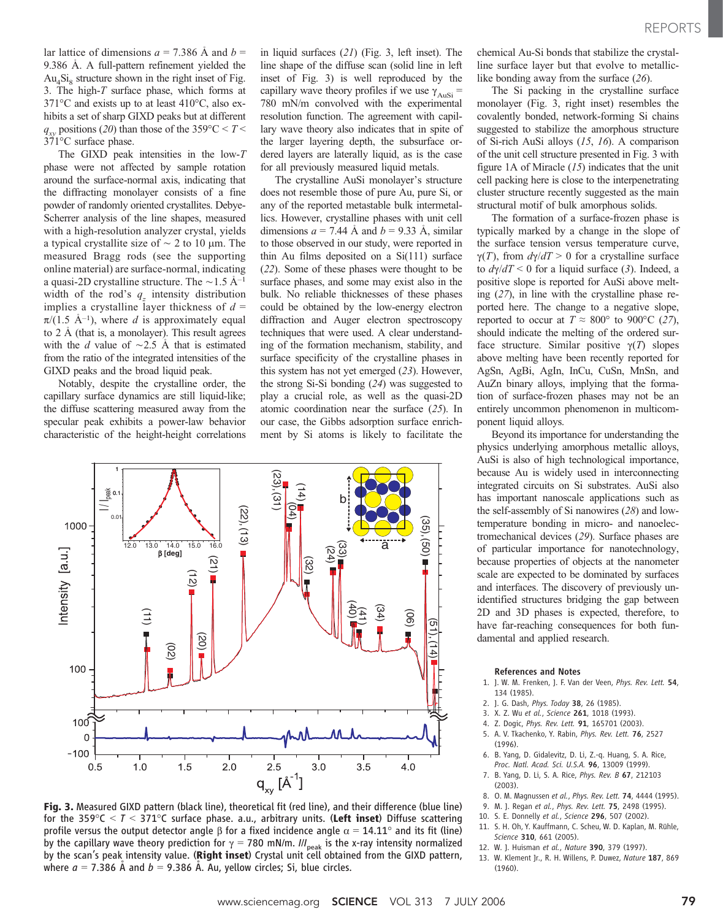lar lattice of dimensions $a = 7.386$ Å and $b = 9.386$ Å. A full-pattern refinement yielded the $Au_4Si_8$ structure shown in the right inset of Fig. 3. The high-$T$ surface phase, which forms at 371°C and exists up to at least 410°C, also exhibits a set of sharp GIXD peaks but at different $q_{xy}$ positions (20) than those of the 359°C < $T$ < 371°C surface phase.

The GIXD peak intensities in the low-$T$ phase were not affected by sample rotation around the surface-normal axis, indicating that the diffracting monolayer consists of a fine powder of randomly oriented crystallites. Debye-Scherrer analysis of the line shapes, measured with a high-resolution analyzer crystal, yields a typical crystallite size of ~ 2 to 10 μm. The measured Bragg rods (see the supporting online material) are surface-normal, indicating a quasi-2D crystalline structure. The ~1.5 Å$^{-1}$ width of the rod's $q_z$ intensity distribution implies a crystalline layer thickness of $d = \pi/(1.5\ \text{Å}^{-1})$, where $d$ is approximately equal to 2 Å (that is, a monolayer). This result agrees with the $d$ value of ~2.5 Å that is estimated from the ratio of the integrated intensities of the GIXD peaks and the broad liquid peak.

Notably, despite the crystalline order, the capillary surface dynamics are still liquid-like; the diffuse scattering measured away from the specular peak exhibits a power-law behavior characteristic of the height-height correlations in liquid surfaces (21) (Fig. 3, left inset). The line shape of the diffuse scan (solid line in left inset of Fig. 3) is well reproduced by the capillary wave theory profiles if we use $\gamma_{AuSi} = 780$ mN/m convolved with the experimental resolution function. The agreement with capillary wave theory also indicates that in spite of the larger layering depth, the subsurface ordered layers are laterally liquid, as is the case for all previously measured liquid metals.

The crystalline AuSi monolayer's structure does not resemble those of pure Au, pure Si, or any of the reported metastable bulk intermetallics. However, crystalline phases with unit cell dimensions $a = 7.44$ Å and $b = 9.33$ Å, similar to those observed in our study, were reported in thin Au films deposited on a Si(111) surface (22). Some of these phases were thought to be surface phases, and some may exist also in the bulk. No reliable thicknesses of these phases could be obtained by the low-energy electron diffraction and Auger electron spectroscopy techniques that were used. A clear understanding of the formation mechanism, stability, and surface specificity of the crystalline phases in this system has not yet emerged (23). However, the strong Si-Si bonding (24) was suggested to play a crucial role, as well as the quasi-2D atomic coordination near the surface (25). In our case, the Gibbs adsorption surface enrichment by Si atoms is likely to facilitate the chemical Au-Si bonds that stabilize the crystalline surface layer but that evolve to metallic-like bonding away from the surface (26).

The Si packing in the crystalline surface monolayer (Fig. 3, right inset) resembles the covalently bonded, network-forming Si chains suggested to stabilize the amorphous structure of Si-rich AuSi alloys (15, 16). A comparison of the unit cell structure presented in Fig. 3 with figure 1A of Miracle (15) indicates that the unit cell packing here is close to the interpenetrating cluster structure recently suggested as the main structural motif of bulk amorphous solids.

The formation of a surface-frozen phase is typically marked by a change in the slope of the surface tension versus temperature curve, $\gamma(T)$, from $d\gamma/dT > 0$ for a crystalline surface to $d\gamma/dT < 0$ for a liquid surface (3). Indeed, a positive slope is reported for AuSi above melting (27), in line with the crystalline phase reported here. The change to a negative slope, reported to occur at $T \approx 800°$ to 900°C (27), should indicate the melting of the ordered surface structure. Similar positive $\gamma(T)$ slopes above melting have been recently reported for AgSn, AgBi, AgIn, InCu, CuSn, MnSn, and AuZn binary alloys, implying that the formation of surface-frozen phases may not be an entirely uncommon phenomenon in multicomponent liquid alloys.

Beyond its importance for understanding the physics underlying amorphous metallic alloys, AuSi is also of high technological importance, because Au is widely used in interconnecting integrated circuits on Si substrates. AuSi also has important nanoscale applications such as the self-assembly of Si nanowires (28) and low-temperature bonding in micro- and nanoelectromechanical devices (29). Surface phases are of particular importance for nanotechnology, because properties of objects at the nanometer scale are expected to be dominated by surfaces and interfaces. The discovery of previously unidentified structures bridging the gap between 2D and 3D phases is expected, therefore, to have far-reaching consequences for both fundamental and applied research.

**Fig. 3.** Measured GIXD pattern (black line), theoretical fit (red line), and their difference (blue line) for the 359°C < $T$ < 371°C surface phase. a.u., arbitrary units. (**Left inset**) Diffuse scattering profile versus the output detector angle β for a fixed incidence angle $\alpha = 14.11°$ and its fit (line) by the capillary wave theory prediction for $\gamma = 780$ mN/m. $I/I_{peak}$ is the x-ray intensity normalized by the scan's peak intensity value. (**Right inset**) Crystal unit cell obtained from the GIXD pattern, where $a = 7.386$ Å and $b = 9.386$ Å. Au, yellow circles; Si, blue circles.

## References and Notes

1. J. W. M. Frenken, J. F. Van der Veen, *Phys. Rev. Lett.* **54**, 134 (1985).
2. J. G. Dash, *Phys. Today* **38**, 26 (1985).
3. X. Z. Wu *et al.*, *Science* **261**, 1018 (1993).
4. Z. Dogic, *Phys. Rev. Lett.* **91**, 165701 (2003).
5. A. V. Tkachenko, Y. Rabin, *Phys. Rev. Lett.* **76**, 2527 (1996).
6. B. Yang, D. Gidalevitz, D. Li, Z.-q. Huang, S. A. Rice, *Proc. Natl. Acad. Sci. U.S.A.* **96**, 13009 (1999).
7. B. Yang, D. Li, S. A. Rice, *Phys. Rev. B* **67**, 212103 (2003).
8. O. M. Magnussen *et al.*, *Phys. Rev. Lett.* **74**, 4444 (1995).
9. M. J. Regan *et al.*, *Phys. Rev. Lett.* **75**, 2498 (1995).
10. S. E. Donnelly *et al.*, *Science* **296**, 507 (2002).
11. S. H. Oh, Y. Kauffmann, C. Scheu, W. D. Kaplan, M. Rühle, *Science* **310**, 661 (2005).
12. W. J. Huisman *et al.*, *Nature* **390**, 379 (1997).
13. W. Klement Jr., R. H. Willens, P. Duwez, *Nature* **187**, 869 (1960).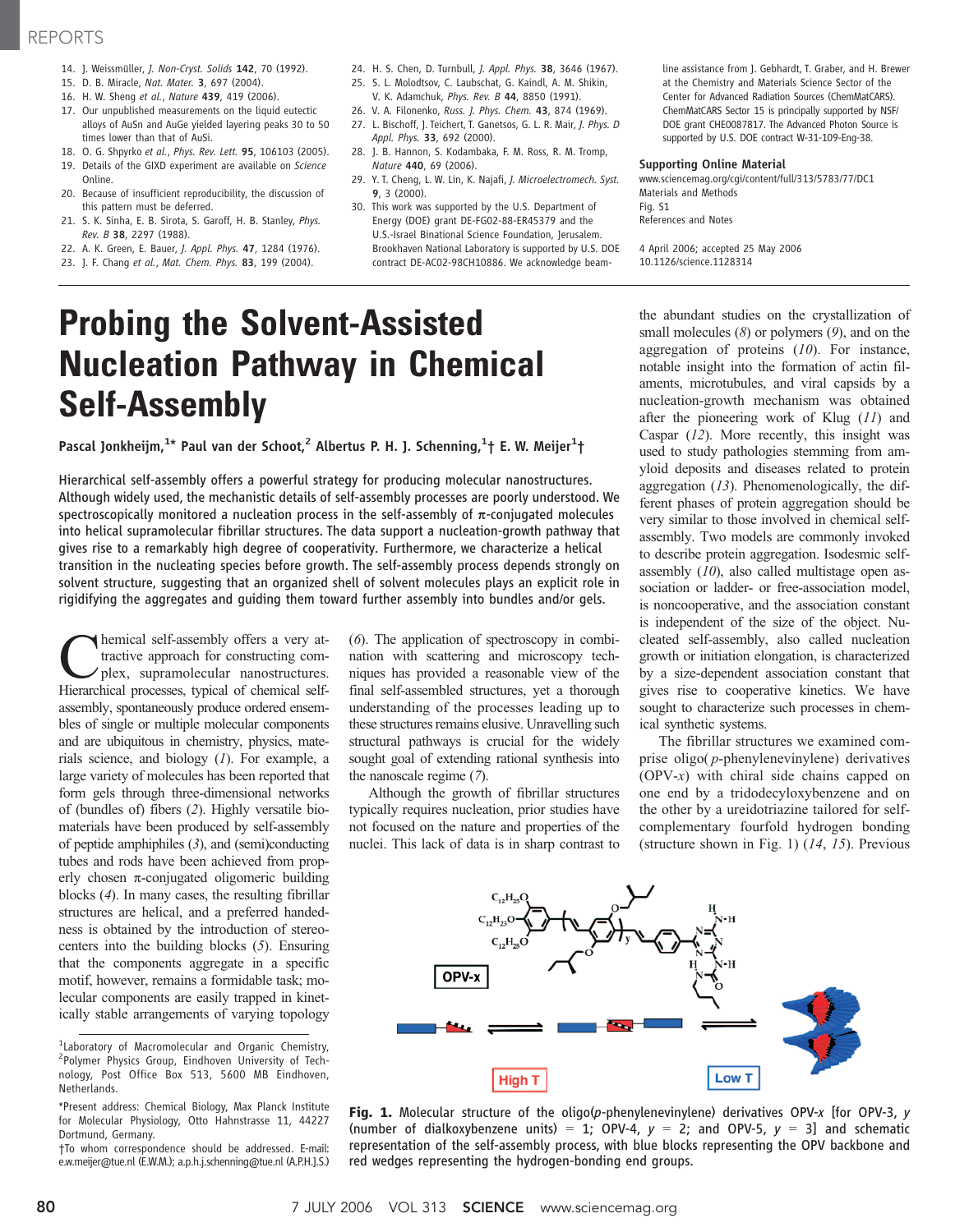14. J. Weissmüller, *J. Non-Cryst. Solids* **142**, 70 (1992).
15. D. B. Miracle, *Nat. Mater.* **3**, 697 (2004).
16. H. W. Sheng *et al.*, *Nature* **439**, 419 (2006).
17. Our unpublished measurements on the liquid eutectic alloys of AuSn and AuGe yielded layering peaks 30 to 50 times lower than that of AuSi.
18. O. G. Shpyrko *et al.*, *Phys. Rev. Lett.* **95**, 106103 (2005).
19. Details of the GIXD experiment are available on *Science* Online.
20. Because of insufficient reproducibility, the discussion of this pattern must be deferred.
21. S. K. Sinha, E. B. Sirota, S. Garoff, H. B. Stanley, *Phys. Rev. B* **38**, 2297 (1988).
22. A. K. Green, E. Bauer, *J. Appl. Phys.* **47**, 1284 (1976).
23. J. F. Chang *et al.*, *Mat. Chem. Phys.* **83**, 199 (2004).
24. H. S. Chen, D. Turnbull, *J. Appl. Phys.* **38**, 3646 (1967).
25. S. L. Molodtsov, C. Laubschat, G. Kaindl, A. M. Shikin, V. K. Adamchuk, *Phys. Rev. B* **44**, 8850 (1991).
26. V. A. Filonenko, *Russ. J. Phys. Chem.* **43**, 874 (1969).
27. L. Bischoff, J. Teichert, T. Ganetsos, G. L. R. Mair, *J. Phys. D Appl. Phys.* **33**, 692 (2000).
28. J. B. Hannon, S. Kodambaka, F. M. Ross, R. M. Tromp, *Nature* **440**, 69 (2006).
29. Y. T. Cheng, L. W. Lin, K. Najafi, *J. Microelectromech. Syst.* **9**, 3 (2000).
30. This work was supported by the U.S. Department of Energy (DOE) grant DE-FG02-88-ER45379 and the U.S.-Israel Binational Science Foundation, Jerusalem. Brookhaven National Laboratory is supported by U.S. DOE contract DE-AC02-98CH10886. We acknowledge beamline assistance from J. Gebhardt, T. Graber, and H. Brewer at the Chemistry and Materials Science Sector of the Center for Advanced Radiation Sources (ChemMatCARS). ChemMatCARS Sector 15 is principally supported by NSF/DOE grant CHE0087817. The Advanced Photon Source is supported by U.S. DOE contract W-31-109-Eng-38.

**Supporting Online Material**
www.sciencemag.org/cgi/content/full/313/5783/77/DC1
Materials and Methods
Fig. S1
References and Notes

4 April 2006; accepted 25 May 2006
10.1126/science.1128314

# Probing the Solvent-Assisted Nucleation Pathway in Chemical Self-Assembly

**Pascal Jonkheijm,[1*] Paul van der Schoot,[2] Albertus P. H. J. Schenning,[1†] E. W. Meijer[1†]**

Hierarchical self-assembly offers a powerful strategy for producing molecular nanostructures. Although widely used, the mechanistic details of self-assembly processes are poorly understood. We spectroscopically monitored a nucleation process in the self-assembly of π-conjugated molecules into helical supramolecular fibrillar structures. The data support a nucleation-growth pathway that gives rise to a remarkably high degree of cooperativity. Furthermore, we characterize a helical transition in the nucleating species before growth. The self-assembly process depends strongly on solvent structure, suggesting that an organized shell of solvent molecules plays an explicit role in rigidifying the aggregates and guiding them toward further assembly into bundles and/or gels.

Chemical self-assembly offers a very attractive approach for constructing complex, supramolecular nanostructures. Hierarchical processes, typical of chemical self-assembly, spontaneously produce ordered ensembles of single or multiple molecular components and are ubiquitous in chemistry, physics, materials science, and biology (*1*). For example, a large variety of molecules has been reported that form gels through three-dimensional networks of (bundles of) fibers (*2*). Highly versatile biomaterials have been produced by self-assembly of peptide amphiphiles (*3*), and (semi)conducting tubes and rods have been achieved from properly chosen π-conjugated oligomeric building blocks (*4*). In many cases, the resulting fibrillar structures are helical, and a preferred handedness is obtained by the introduction of stereocenters into the building blocks (*5*). Ensuring that the components aggregate in a specific motif, however, remains a formidable task; molecular components are easily trapped in kinetically stable arrangements of varying topology (*6*). The application of spectroscopy in combination with scattering and microscopy techniques has provided a reasonable view of the final self-assembled structures, yet a thorough understanding of the processes leading up to these structures remains elusive. Unravelling such structural pathways is crucial for the widely sought goal of extending rational synthesis into the nanoscale regime (*7*).

Although the growth of fibrillar structures typically requires nucleation, prior studies have not focused on the nature and properties of the nuclei. This lack of data is in sharp contrast to the abundant studies on the crystallization of small molecules (*8*) or polymers (*9*), and on the aggregation of proteins (*10*). For instance, notable insight into the formation of actin filaments, microtubules, and viral capsids by a nucleation-growth mechanism was obtained after the pioneering work of Klug (*11*) and Caspar (*12*). More recently, this insight was used to study pathologies stemming from amyloid deposits and diseases related to protein aggregation (*13*). Phenomenologically, the different phases of protein aggregation should be very similar to those involved in chemical self-assembly. Two models are commonly invoked to describe protein aggregation. Isodesmic self-assembly (*10*), also called multistage open association or ladder- or free-association model, is noncooperative, and the association constant is independent of the size of the object. Nucleated self-assembly, also called nucleation growth or initiation elongation, is characterized by a size-dependent association constant that gives rise to cooperative kinetics. We have sought to characterize such processes in chemical synthetic systems.

The fibrillar structures we examined comprise oligo(*p*-phenylenevinylene) derivatives (OPV-*x*) with chiral side chains capped on one end by a tridodecyloxybenzene and on the other by a ureidotriazine tailored for self-complementary fourfold hydrogen bonding (structure shown in Fig. 1) (*14*, *15*). Previous

OPV-x
High T
Low T

**Fig. 1.** Molecular structure of the oligo(*p*-phenylenevinylene) derivatives OPV-*x* [for OPV-3, *y* (number of dialkoxybenzene units) = 1; OPV-4, *y* = 2; and OPV-5, *y* = 3] and schematic representation of the self-assembly process, with blue blocks representing the OPV backbone and red wedges representing the hydrogen-bonding end groups.

[1]Laboratory of Macromolecular and Organic Chemistry, [2]Polymer Physics Group, Eindhoven University of Technology, Post Office Box 513, 5600 MB Eindhoven, Netherlands.

*Present address: Chemical Biology, Max Planck Institute for Molecular Physiology, Otto Hahnstrasse 11, 44227 Dortmund, Germany.

†To whom correspondence should be addressed. E-mail: e.w.meijer@tue.nl (E.W.M.); a.p.h.j.schenning@tue.nl (A.P.H.J.S.)